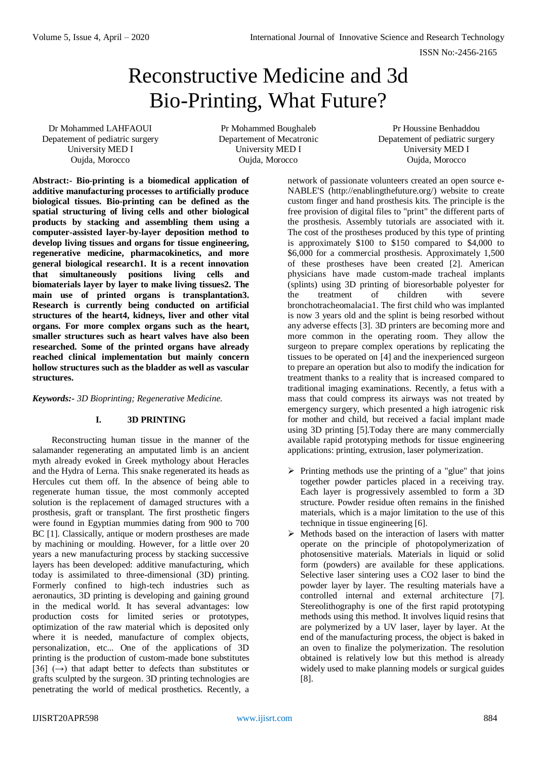# Reconstructive Medicine and 3d Bio-Printing, What Future?

Dr Mohammed LAHFAOUI
Depatement of pediatric surgery
University MED I
Oujda, Morocco

Pr Mohammed Boughaleb
Depatement of Mecatronic
University MED I
Oujda, Morocco

Pr Houssine Benhaddou
Depatement of pediatric surgery
University MED I
Oujda, Morocco

**Abstract:- Bio-printing is a biomedical application of additive manufacturing processes to artificially produce biological tissues. Bio-printing can be defined as the spatial structuring of living cells and other biological products by stacking and assembling them using a computer-assisted layer-by-layer deposition method to develop living tissues and organs for tissue engineering, regenerative medicine, pharmacokinetics, and more general biological research1. It is a recent innovation that simultaneously positions living cells and biomaterials layer by layer to make living tissues2. The main use of printed organs is transplantation3. Research is currently being conducted on artificial structures of the heart4, kidneys, liver and other vital organs. For more complex organs such as the heart, smaller structures such as heart valves have also been researched. Some of the printed organs have already reached clinical implementation but mainly concern hollow structures such as the bladder as well as vascular structures.**

***Keywords:-** 3D Bioprinting; Regenerative Medicine.*

## I. 3D PRINTING

Reconstructing human tissue in the manner of the salamander regenerating an amputated limb is an ancient myth already evoked in Greek mythology about Heracles and the Hydra of Lerna. This snake regenerated its heads as Hercules cut them off. In the absence of being able to regenerate human tissue, the most commonly accepted solution is the replacement of damaged structures with a prosthesis, graft or transplant. The first prosthetic fingers were found in Egyptian mummies dating from 900 to 700 BC [1]. Classically, antique or modern prostheses are made by machining or moulding. However, for a little over 20 years a new manufacturing process by stacking successive layers has been developed: additive manufacturing, which today is assimilated to three-dimensional (3D) printing. Formerly confined to high-tech industries such as aeronautics, 3D printing is developing and gaining ground in the medical world. It has several advantages: low production costs for limited series or prototypes, optimization of the raw material which is deposited only where it is needed, manufacture of complex objects, personalization, etc... One of the applications of 3D printing is the production of custom-made bone substitutes [36] (→) that adapt better to defects than substitutes or grafts sculpted by the surgeon. 3D printing technologies are penetrating the world of medical prosthetics. Recently, a network of passionate volunteers created an open source e-NABLE'S (http://enablingthefuture.org/) website to create custom finger and hand prosthesis kits. The principle is the free provision of digital files to "print" the different parts of the prosthesis. Assembly tutorials are associated with it. The cost of the prostheses produced by this type of printing is approximately $100 to $150 compared to $4,000 to $6,000 for a commercial prosthesis. Approximately 1,500 of these prostheses have been created [2]. American physicians have made custom-made tracheal implants (splints) using 3D printing of bioresorbable polyester for the treatment of children with severe bronchotracheomalacia1. The first child who was implanted is now 3 years old and the splint is being resorbed without any adverse effects [3]. 3D printers are becoming more and more common in the operating room. They allow the surgeon to prepare complex operations by replicating the tissues to be operated on [4] and the inexperienced surgeon to prepare an operation but also to modify the indication for treatment thanks to a reality that is increased compared to traditional imaging examinations. Recently, a fetus with a mass that could compress its airways was not treated by emergency surgery, which presented a high iatrogenic risk for mother and child, but received a facial implant made using 3D printing [5].Today there are many commercially available rapid prototyping methods for tissue engineering applications: printing, extrusion, laser polymerization.

- Printing methods use the printing of a "glue" that joins together powder particles placed in a receiving tray. Each layer is progressively assembled to form a 3D structure. Powder residue often remains in the finished materials, which is a major limitation to the use of this technique in tissue engineering [6].
- Methods based on the interaction of lasers with matter operate on the principle of photopolymerization of photosensitive materials. Materials in liquid or solid form (powders) are available for these applications. Selective laser sintering uses a $CO_2$ laser to bind the powder layer by layer. The resulting materials have a controlled internal and external architecture [7]. Stereolithography is one of the first rapid prototyping methods using this method. It involves liquid resins that are polymerized by a UV laser, layer by layer. At the end of the manufacturing process, the object is baked in an oven to finalize the polymerization. The resolution obtained is relatively low but this method is already widely used to make planning models or surgical guides [8].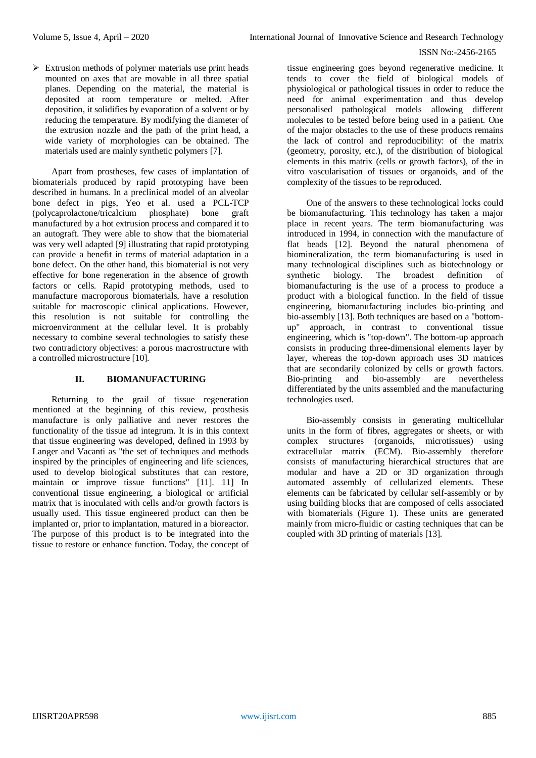- Extrusion methods of polymer materials use print heads mounted on axes that are movable in all three spatial planes. Depending on the material, the material is deposited at room temperature or melted. After deposition, it solidifies by evaporation of a solvent or by reducing the temperature. By modifying the diameter of the extrusion nozzle and the path of the print head, a wide variety of morphologies can be obtained. The materials used are mainly synthetic polymers [7].

Apart from prostheses, few cases of implantation of biomaterials produced by rapid prototyping have been described in humans. In a preclinical model of an alveolar bone defect in pigs, Yeo et al. used a PCL-TCP (polycaprolactone/tricalcium phosphate) bone graft manufactured by a hot extrusion process and compared it to an autograft. They were able to show that the biomaterial was very well adapted [9] illustrating that rapid prototyping can provide a benefit in terms of material adaptation in a bone defect. On the other hand, this biomaterial is not very effective for bone regeneration in the absence of growth factors or cells. Rapid prototyping methods, used to manufacture macroporous biomaterials, have a resolution suitable for macroscopic clinical applications. However, this resolution is not suitable for controlling the microenvironment at the cellular level. It is probably necessary to combine several technologies to satisfy these two contradictory objectives: a porous macrostructure with a controlled microstructure [10].

## II. BIOMANUFACTURING

Returning to the grail of tissue regeneration mentioned at the beginning of this review, prosthesis manufacture is only palliative and never restores the functionality of the tissue ad integrum. It is in this context that tissue engineering was developed, defined in 1993 by Langer and Vacanti as "the set of techniques and methods inspired by the principles of engineering and life sciences, used to develop biological substitutes that can restore, maintain or improve tissue functions" [11]. 11] In conventional tissue engineering, a biological or artificial matrix that is inoculated with cells and/or growth factors is usually used. This tissue engineered product can then be implanted or, prior to implantation, matured in a bioreactor. The purpose of this product is to be integrated into the tissue to restore or enhance function. Today, the concept of tissue engineering goes beyond regenerative medicine. It tends to cover the field of biological models of physiological or pathological tissues in order to reduce the need for animal experimentation and thus develop personalised pathological models allowing different molecules to be tested before being used in a patient. One of the major obstacles to the use of these products remains the lack of control and reproducibility: of the matrix (geometry, porosity, etc.), of the distribution of biological elements in this matrix (cells or growth factors), of the in vitro vascularisation of tissues or organoids, and of the complexity of the tissues to be reproduced.

One of the answers to these technological locks could be biomanufacturing. This technology has taken a major place in recent years. The term biomanufacturing was introduced in 1994, in connection with the manufacture of flat beads [12]. Beyond the natural phenomena of biomineralization, the term biomanufacturing is used in many technological disciplines such as biotechnology or synthetic biology. The broadest definition of biomanufacturing is the use of a process to produce a product with a biological function. In the field of tissue engineering, biomanufacturing includes bio-printing and bio-assembly [13]. Both techniques are based on a "bottom-up" approach, in contrast to conventional tissue engineering, which is "top-down". The bottom-up approach consists in producing three-dimensional elements layer by layer, whereas the top-down approach uses 3D matrices that are secondarily colonized by cells or growth factors. Bio-printing and bio-assembly are nevertheless differentiated by the units assembled and the manufacturing technologies used.

Bio-assembly consists in generating multicellular units in the form of fibres, aggregates or sheets, or with complex structures (organoids, microtissues) using extracellular matrix (ECM). Bio-assembly therefore consists of manufacturing hierarchical structures that are modular and have a 2D or 3D organization through automated assembly of cellularized elements. These elements can be fabricated by cellular self-assembly or by using building blocks that are composed of cells associated with biomaterials (Figure 1). These units are generated mainly from micro-fluidic or casting techniques that can be coupled with 3D printing of materials [13].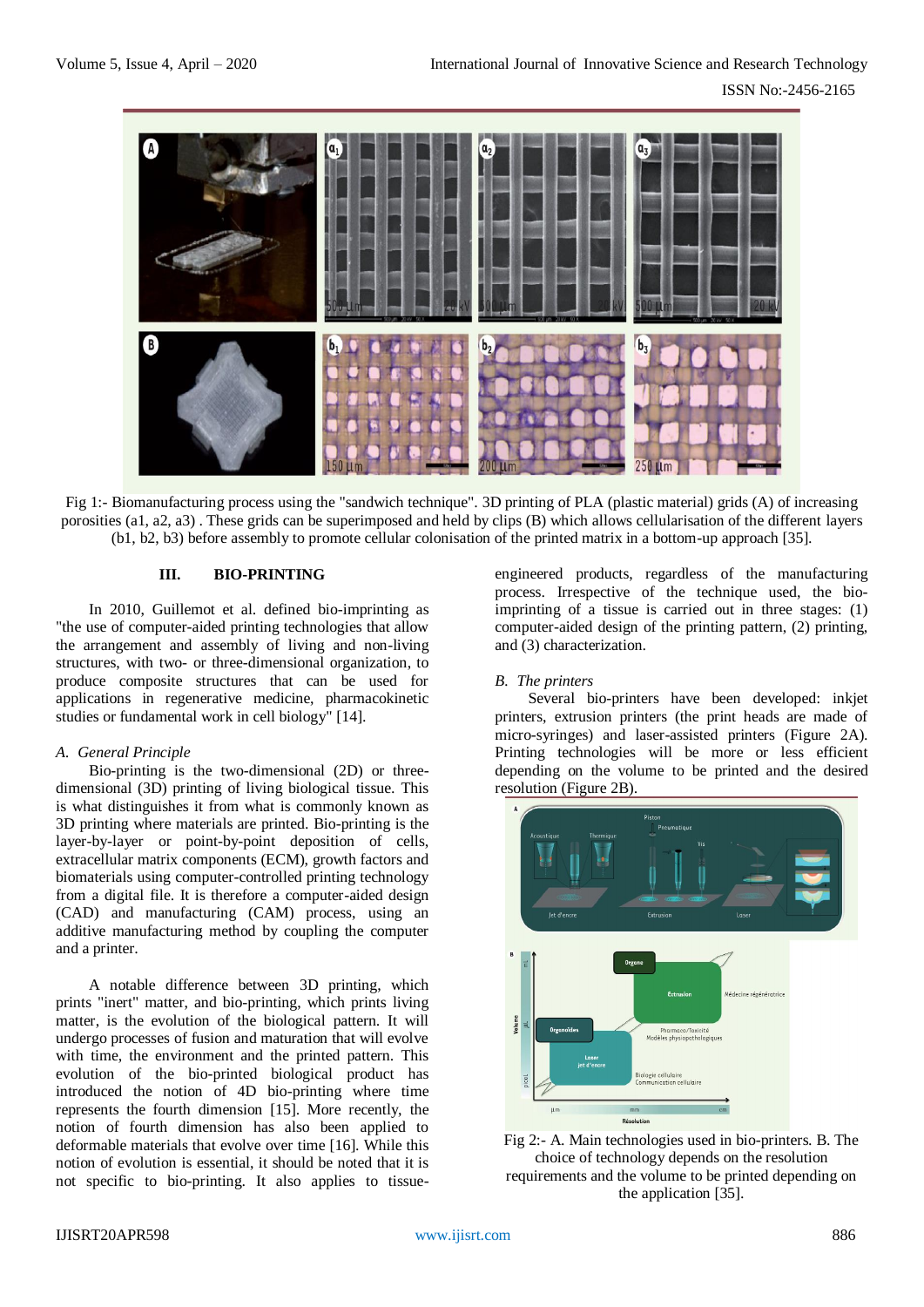Fig 1:- Biomanufacturing process using the "sandwich technique". 3D printing of PLA (plastic material) grids (A) of increasing porosities (a1, a2, a3) . These grids can be superimposed and held by clips (B) which allows cellularisation of the different layers (b1, b2, b3) before assembly to promote cellular colonisation of the printed matrix in a bottom-up approach [35].

## III. BIO-PRINTING

In 2010, Guillemot et al. defined bio-imprinting as "the use of computer-aided printing technologies that allow the arrangement and assembly of living and non-living structures, with two- or three-dimensional organization, to produce composite structures that can be used for applications in regenerative medicine, pharmacokinetic studies or fundamental work in cell biology" [14].

### *A. General Principle*

Bio-printing is the two-dimensional (2D) or three-dimensional (3D) printing of living biological tissue. This is what distinguishes it from what is commonly known as 3D printing where materials are printed. Bio-printing is the layer-by-layer or point-by-point deposition of cells, extracellular matrix components (ECM), growth factors and biomaterials using computer-controlled printing technology from a digital file. It is therefore a computer-aided design (CAD) and manufacturing (CAM) process, using an additive manufacturing method by coupling the computer and a printer.

A notable difference between 3D printing, which prints "inert" matter, and bio-printing, which prints living matter, is the evolution of the biological pattern. It will undergo processes of fusion and maturation that will evolve with time, the environment and the printed pattern. This evolution of the bio-printed biological product has introduced the notion of 4D bio-printing where time represents the fourth dimension [15]. More recently, the notion of fourth dimension has also been applied to deformable materials that evolve over time [16]. While this notion of evolution is essential, it should be noted that it is not specific to bio-printing. It also applies to tissue-engineered products, regardless of the manufacturing process. Irrespective of the technique used, the bio-imprinting of a tissue is carried out in three stages: (1) computer-aided design of the printing pattern, (2) printing, and (3) characterization.

### *B. The printers*

Several bio-printers have been developed: inkjet printers, extrusion printers (the print heads are made of micro-syringes) and laser-assisted printers (Figure 2A). Printing technologies will be more or less efficient depending on the volume to be printed and the desired resolution (Figure 2B).

Fig 2:- A. Main technologies used in bio-printers. B. The choice of technology depends on the resolution requirements and the volume to be printed depending on the application [35].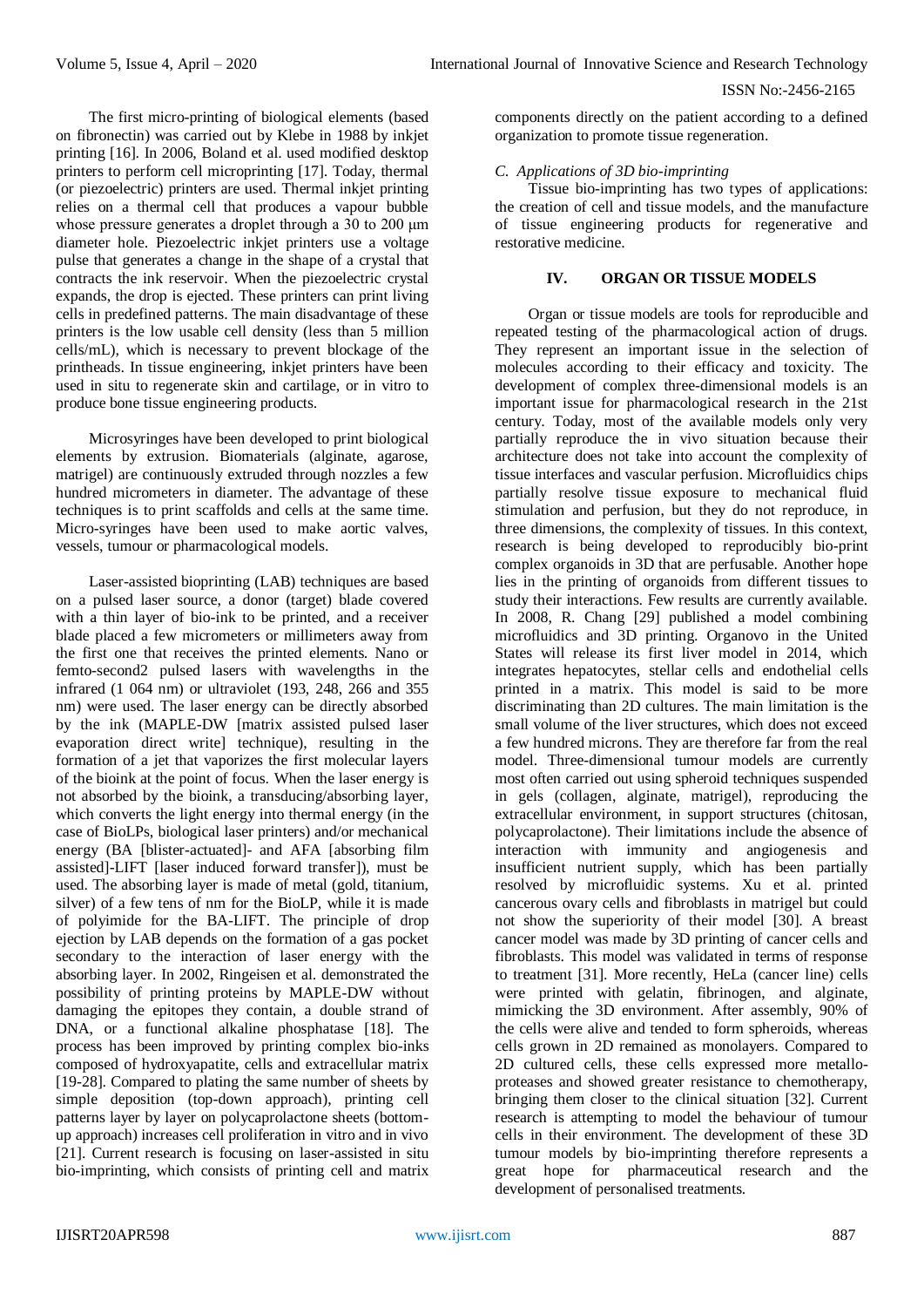The first micro-printing of biological elements (based on fibronectin) was carried out by Klebe in 1988 by inkjet printing [16]. In 2006, Boland et al. used modified desktop printers to perform cell microprinting [17]. Today, thermal (or piezoelectric) printers are used. Thermal inkjet printing relies on a thermal cell that produces a vapour bubble whose pressure generates a droplet through a 30 to 200 μm diameter hole. Piezoelectric inkjet printers use a voltage pulse that generates a change in the shape of a crystal that contracts the ink reservoir. When the piezoelectric crystal expands, the drop is ejected. These printers can print living cells in predefined patterns. The main disadvantage of these printers is the low usable cell density (less than 5 million cells/mL), which is necessary to prevent blockage of the printheads. In tissue engineering, inkjet printers have been used in situ to regenerate skin and cartilage, or in vitro to produce bone tissue engineering products.

Microsyringes have been developed to print biological elements by extrusion. Biomaterials (alginate, agarose, matrigel) are continuously extruded through nozzles a few hundred micrometers in diameter. The advantage of these techniques is to print scaffolds and cells at the same time. Micro-syringes have been used to make aortic valves, vessels, tumour or pharmacological models.

Laser-assisted bioprinting (LAB) techniques are based on a pulsed laser source, a donor (target) blade covered with a thin layer of bio-ink to be printed, and a receiver blade placed a few micrometers or millimeters away from the first one that receives the printed elements. Nano or femto-second2 pulsed lasers with wavelengths in the infrared (1 064 nm) or ultraviolet (193, 248, 266 and 355 nm) were used. The laser energy can be directly absorbed by the ink (MAPLE-DW [matrix assisted pulsed laser evaporation direct write] technique), resulting in the formation of a jet that vaporizes the first molecular layers of the bioink at the point of focus. When the laser energy is not absorbed by the bioink, a transducing/absorbing layer, which converts the light energy into thermal energy (in the case of BioLPs, biological laser printers) and/or mechanical energy (BA [blister-actuated]- and AFA [absorbing film assisted]-LIFT [laser induced forward transfer]), must be used. The absorbing layer is made of metal (gold, titanium, silver) of a few tens of nm for the BioLP, while it is made of polyimide for the BA-LIFT. The principle of drop ejection by LAB depends on the formation of a gas pocket secondary to the interaction of laser energy with the absorbing layer. In 2002, Ringeisen et al. demonstrated the possibility of printing proteins by MAPLE-DW without damaging the epitopes they contain, a double strand of DNA, or a functional alkaline phosphatase [18]. The process has been improved by printing complex bio-inks composed of hydroxyapatite, cells and extracellular matrix [19-28]. Compared to plating the same number of sheets by simple deposition (top-down approach), printing cell patterns layer by layer on polycaprolactone sheets (bottom-up approach) increases cell proliferation in vitro and in vivo [21]. Current research is focusing on laser-assisted in situ bio-imprinting, which consists of printing cell and matrix components directly on the patient according to a defined organization to promote tissue regeneration.

### *C. Applications of 3D bio-imprinting*

Tissue bio-imprinting has two types of applications: the creation of cell and tissue models, and the manufacture of tissue engineering products for regenerative and restorative medicine.

## IV. ORGAN OR TISSUE MODELS

Organ or tissue models are tools for reproducible and repeated testing of the pharmacological action of drugs. They represent an important issue in the selection of molecules according to their efficacy and toxicity. The development of complex three-dimensional models is an important issue for pharmacological research in the 21st century. Today, most of the available models only very partially reproduce the in vivo situation because their architecture does not take into account the complexity of tissue interfaces and vascular perfusion. Microfluidics chips partially resolve tissue exposure to mechanical fluid stimulation and perfusion, but they do not reproduce, in three dimensions, the complexity of tissues. In this context, research is being developed to reproducibly bio-print complex organoids in 3D that are perfusable. Another hope lies in the printing of organoids from different tissues to study their interactions. Few results are currently available. In 2008, R. Chang [29] published a model combining microfluidics and 3D printing. Organovo in the United States will release its first liver model in 2014, which integrates hepatocytes, stellar cells and endothelial cells printed in a matrix. This model is said to be more discriminating than 2D cultures. The main limitation is the small volume of the liver structures, which does not exceed a few hundred microns. They are therefore far from the real model. Three-dimensional tumour models are currently most often carried out using spheroid techniques suspended in gels (collagen, alginate, matrigel), reproducing the extracellular environment, in support structures (chitosan, polycaprolactone). Their limitations include the absence of interaction with immunity and angiogenesis and insufficient nutrient supply, which has been partially resolved by microfluidic systems. Xu et al. printed cancerous ovary cells and fibroblasts in matrigel but could not show the superiority of their model [30]. A breast cancer model was made by 3D printing of cancer cells and fibroblasts. This model was validated in terms of response to treatment [31]. More recently, HeLa (cancer line) cells were printed with gelatin, fibrinogen, and alginate, mimicking the 3D environment. After assembly, 90% of the cells were alive and tended to form spheroids, whereas cells grown in 2D remained as monolayers. Compared to 2D cultured cells, these cells expressed more metallo-proteases and showed greater resistance to chemotherapy, bringing them closer to the clinical situation [32]. Current research is attempting to model the behaviour of tumour cells in their environment. The development of these 3D tumour models by bio-imprinting therefore represents a great hope for pharmaceutical research and the development of personalised treatments.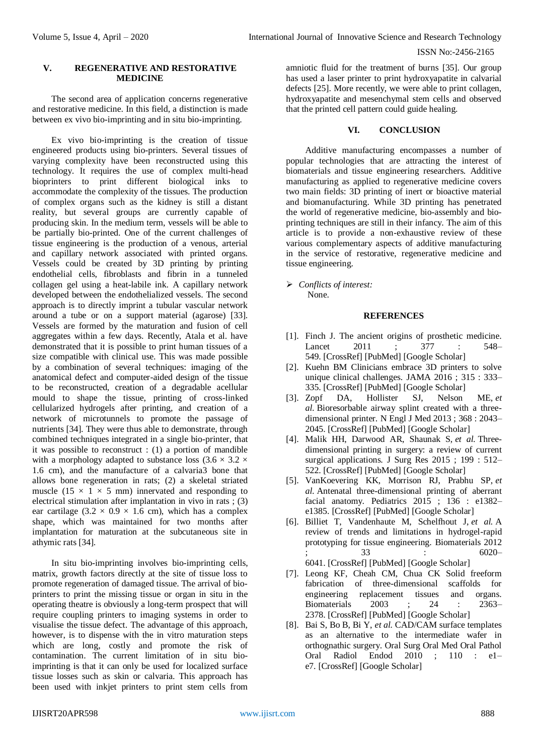## V. REGENERATIVE AND RESTORATIVE MEDICINE

The second area of application concerns regenerative and restorative medicine. In this field, a distinction is made between ex vivo bio-imprinting and in situ bio-imprinting.

Ex vivo bio-imprinting is the creation of tissue engineered products using bio-printers. Several tissues of varying complexity have been reconstructed using this technology. It requires the use of complex multi-head bioprinters to print different biological inks to accommodate the complexity of the tissues. The production of complex organs such as the kidney is still a distant reality, but several groups are currently capable of producing skin. In the medium term, vessels will be able to be partially bio-printed. One of the current challenges of tissue engineering is the production of a venous, arterial and capillary network associated with printed organs. Vessels could be created by 3D printing by printing endothelial cells, fibroblasts and fibrin in a tunneled collagen gel using a heat-labile ink. A capillary network developed between the endothelialized vessels. The second approach is to directly imprint a tubular vascular network around a tube or on a support material (agarose) [33]. Vessels are formed by the maturation and fusion of cell aggregates within a few days. Recently, Atala et al. have demonstrated that it is possible to print human tissues of a size compatible with clinical use. This was made possible by a combination of several techniques: imaging of the anatomical defect and computer-aided design of the tissue to be reconstructed, creation of a degradable acellular mould to shape the tissue, printing of cross-linked cellularized hydrogels after printing, and creation of a network of microtunnels to promote the passage of nutrients [34]. They were thus able to demonstrate, through combined techniques integrated in a single bio-printer, that it was possible to reconstruct : (1) a portion of mandible with a morphology adapted to substance loss ($3.6 \times 3.2 \times 1.6$ cm), and the manufacture of a calvaria3 bone that allows bone regeneration in rats; (2) a skeletal striated muscle ($15 \times 1 \times 5$ mm) innervated and responding to electrical stimulation after implantation in vivo in rats ; (3) ear cartilage ($3.2 \times 0.9 \times 1.6$ cm), which has a complex shape, which was maintained for two months after implantation for maturation at the subcutaneous site in athymic rats [34].

In situ bio-imprinting involves bio-imprinting cells, matrix, growth factors directly at the site of tissue loss to promote regeneration of damaged tissue. The arrival of bio-printers to print the missing tissue or organ in situ in the operating theatre is obviously a long-term prospect that will require coupling printers to imaging systems in order to visualise the tissue defect. The advantage of this approach, however, is to dispense with the in vitro maturation steps which are long, costly and promote the risk of contamination. The current limitation of in situ bio-imprinting is that it can only be used for localized surface tissue losses such as skin or calvaria. This approach has been used with inkjet printers to print stem cells from amniotic fluid for the treatment of burns [35]. Our group has used a laser printer to print hydroxyapatite in calvarial defects [25]. More recently, we were able to print collagen, hydroxyapatite and mesenchymal stem cells and observed that the printed cell pattern could guide healing.

## VI. CONCLUSION

Additive manufacturing encompasses a number of popular technologies that are attracting the interest of biomaterials and tissue engineering researchers. Additive manufacturing as applied to regenerative medicine covers two main fields: 3D printing of inert or bioactive material and biomanufacturing. While 3D printing has penetrated the world of regenerative medicine, bio-assembly and bio-printing techniques are still in their infancy. The aim of this article is to provide a non-exhaustive review of these various complementary aspects of additive manufacturing in the service of restorative, regenerative medicine and tissue engineering.

- *Conflicts of interest:* None.

## REFERENCES

[1]. Finch J. The ancient origins of prosthetic medicine. Lancet 2011 ; 377 : 548–549. [CrossRef] [PubMed] [Google Scholar]

[2]. Kuehn BM Clinicians embrace 3D printers to solve unique clinical challenges. JAMA 2016 ; 315 : 333–335. [CrossRef] [PubMed] [Google Scholar]

[3]. Zopf DA, Hollister SJ, Nelson ME, *et al.* Bioresorbable airway splint created with a three-dimensional printer. N Engl J Med 2013 ; 368 : 2043–2045. [CrossRef] [PubMed] [Google Scholar]

[4]. Malik HH, Darwood AR, Shaunak S, *et al.* Three-dimensional printing in surgery: a review of current surgical applications. J Surg Res 2015 ; 199 : 512–522. [CrossRef] [PubMed] [Google Scholar]

[5]. VanKoevering KK, Morrison RJ, Prabhu SP, *et al.* Antenatal three-dimensional printing of aberrant facial anatomy. Pediatrics 2015 ; 136 : e1382–e1385. [CrossRef] [PubMed] [Google Scholar]

[6]. Billiet T, Vandenhaute M, Schelfhout J, *et al.* A review of trends and limitations in hydrogel-rapid prototyping for tissue engineering. Biomaterials 2012 ; 33 : 6020–6041. [CrossRef] [PubMed] [Google Scholar]

[7]. Leong KF, Cheah CM, Chua CK Solid freeform fabrication of three-dimensional scaffolds for engineering replacement tissues and organs. Biomaterials 2003 ; 24 : 2363–2378. [CrossRef] [PubMed] [Google Scholar]

[8]. Bai S, Bo B, Bi Y, *et al.* CAD/CAM surface templates as an alternative to the intermediate wafer in orthognathic surgery. Oral Surg Oral Med Oral Pathol Oral Radiol Endod 2010 ; 110 : e1–e7. [CrossRef] [Google Scholar]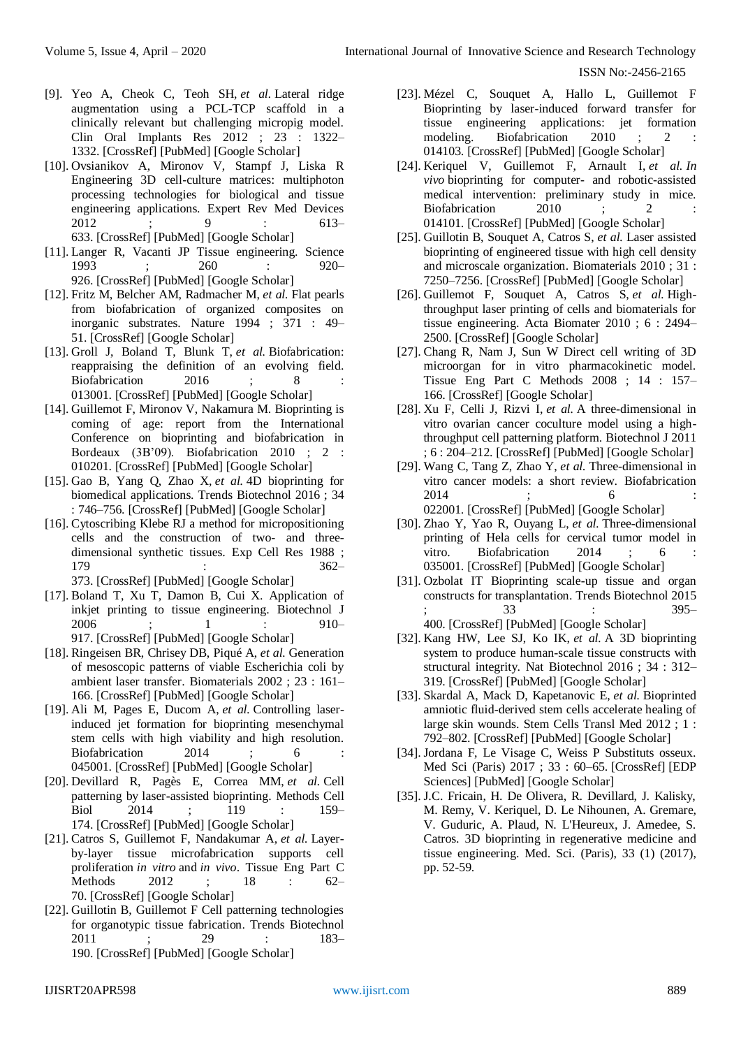[9]. Yeo A, Cheok C, Teoh SH, *et al.* Lateral ridge augmentation using a PCL-TCP scaffold in a clinically relevant but challenging micropig model. Clin Oral Implants Res 2012 ; 23 : 1322–1332. [CrossRef] [PubMed] [Google Scholar]

[10]. Ovsianikov A, Mironov V, Stampf J, Liska R Engineering 3D cell-culture matrices: multiphoton processing technologies for biological and tissue engineering applications. Expert Rev Med Devices 2012 ; 9 : 613–633. [CrossRef] [PubMed] [Google Scholar]

[11]. Langer R, Vacanti JP Tissue engineering. Science 1993 ; 260 : 920–926. [CrossRef] [PubMed] [Google Scholar]

[12]. Fritz M, Belcher AM, Radmacher M, *et al.* Flat pearls from biofabrication of organized composites on inorganic substrates. Nature 1994 ; 371 : 49–51. [CrossRef] [Google Scholar]

[13]. Groll J, Boland T, Blunk T, *et al.* Biofabrication: reappraising the definition of an evolving field. Biofabrication 2016 ; 8 : 013001. [CrossRef] [PubMed] [Google Scholar]

[14]. Guillemot F, Mironov V, Nakamura M. Bioprinting is coming of age: report from the International Conference on bioprinting and biofabrication in Bordeaux (3B'09). Biofabrication 2010 ; 2 : 010201. [CrossRef] [PubMed] [Google Scholar]

[15]. Gao B, Yang Q, Zhao X, *et al.* 4D bioprinting for biomedical applications. Trends Biotechnol 2016 ; 34 : 746–756. [CrossRef] [PubMed] [Google Scholar]

[16]. Cytoscribing Klebe RJ a method for micropositioning cells and the construction of two- and three-dimensional synthetic tissues. Exp Cell Res 1988 ; 179 : 362–373. [CrossRef] [PubMed] [Google Scholar]

[17]. Boland T, Xu T, Damon B, Cui X. Application of inkjet printing to tissue engineering. Biotechnol J 2006 ; 1 : 910–917. [CrossRef] [PubMed] [Google Scholar]

[18]. Ringeisen BR, Chrisey DB, Piqué A, *et al.* Generation of mesoscopic patterns of viable Escherichia coli by ambient laser transfer. Biomaterials 2002 ; 23 : 161–166. [CrossRef] [PubMed] [Google Scholar]

[19]. Ali M, Pages E, Ducom A, *et al.* Controlling laser-induced jet formation for bioprinting mesenchymal stem cells with high viability and high resolution. Biofabrication 2014 ; 6 : 045001. [CrossRef] [PubMed] [Google Scholar]

[20]. Devillard R, Pagès E, Correa MM, *et al.* Cell patterning by laser-assisted bioprinting. Methods Cell Biol 2014 ; 119 : 159–174. [CrossRef] [PubMed] [Google Scholar]

[21]. Catros S, Guillemot F, Nandakumar A, *et al.* Layer-by-layer tissue microfabrication supports cell proliferation *in vitro* and *in vivo*. Tissue Eng Part C Methods 2012 ; 18 : 62–70. [CrossRef] [Google Scholar]

[22]. Guillotin B, Guillemot F Cell patterning technologies for organotypic tissue fabrication. Trends Biotechnol 2011 ; 29 : 183–190. [CrossRef] [PubMed] [Google Scholar]

[23]. Mézel C, Souquet A, Hallo L, Guillemot F Bioprinting by laser-induced forward transfer for tissue engineering applications: jet formation modeling. Biofabrication 2010 ; 2 : 014103. [CrossRef] [PubMed] [Google Scholar]

[24]. Keriquel V, Guillemot F, Arnault I, *et al. In vivo* bioprinting for computer- and robotic-assisted medical intervention: preliminary study in mice. Biofabrication 2010 ; 2 : 014101. [CrossRef] [PubMed] [Google Scholar]

[25]. Guillotin B, Souquet A, Catros S, *et al.* Laser assisted bioprinting of engineered tissue with high cell density and microscale organization. Biomaterials 2010 ; 31 : 7250–7256. [CrossRef] [PubMed] [Google Scholar]

[26]. Guillemot F, Souquet A, Catros S, *et al.* High-throughput laser printing of cells and biomaterials for tissue engineering. Acta Biomater 2010 ; 6 : 2494–2500. [CrossRef] [Google Scholar]

[27]. Chang R, Nam J, Sun W Direct cell writing of 3D microorgan for in vitro pharmacokinetic model. Tissue Eng Part C Methods 2008 ; 14 : 157–166. [CrossRef] [Google Scholar]

[28]. Xu F, Celli J, Rizvi I, *et al.* A three-dimensional in vitro ovarian cancer coculture model using a high-throughput cell patterning platform. Biotechnol J 2011 ; 6 : 204–212. [CrossRef] [PubMed] [Google Scholar]

[29]. Wang C, Tang Z, Zhao Y, *et al.* Three-dimensional in vitro cancer models: a short review. Biofabrication 2014 ; 6 : 022001. [CrossRef] [PubMed] [Google Scholar]

[30]. Zhao Y, Yao R, Ouyang L, *et al.* Three-dimensional printing of Hela cells for cervical tumor model in vitro. Biofabrication 2014 ; 6 : 035001. [CrossRef] [PubMed] [Google Scholar]

[31]. Ozbolat IT Bioprinting scale-up tissue and organ constructs for transplantation. Trends Biotechnol 2015 ; 33 : 395–400. [CrossRef] [PubMed] [Google Scholar]

[32]. Kang HW, Lee SJ, Ko IK, *et al.* A 3D bioprinting system to produce human-scale tissue constructs with structural integrity. Nat Biotechnol 2016 ; 34 : 312–319. [CrossRef] [PubMed] [Google Scholar]

[33]. Skardal A, Mack D, Kapetanovic E, *et al.* Bioprinted amniotic fluid-derived stem cells accelerate healing of large skin wounds. Stem Cells Transl Med 2012 ; 1 : 792–802. [CrossRef] [PubMed] [Google Scholar]

[34]. Jordana F, Le Visage C, Weiss P Substituts osseux. Med Sci (Paris) 2017 ; 33 : 60–65. [CrossRef] [EDP Sciences] [PubMed] [Google Scholar]

[35]. J.C. Fricain, H. De Olivera, R. Devillard, J. Kalisky, M. Remy, V. Keriquel, D. Le Nihounen, A. Gremare, V. Guduric, A. Plaud, N. L'Heureux, J. Amedee, S. Catros. 3D bioprinting in regenerative medicine and tissue engineering. Med. Sci. (Paris), 33 (1) (2017), pp. 52-59.